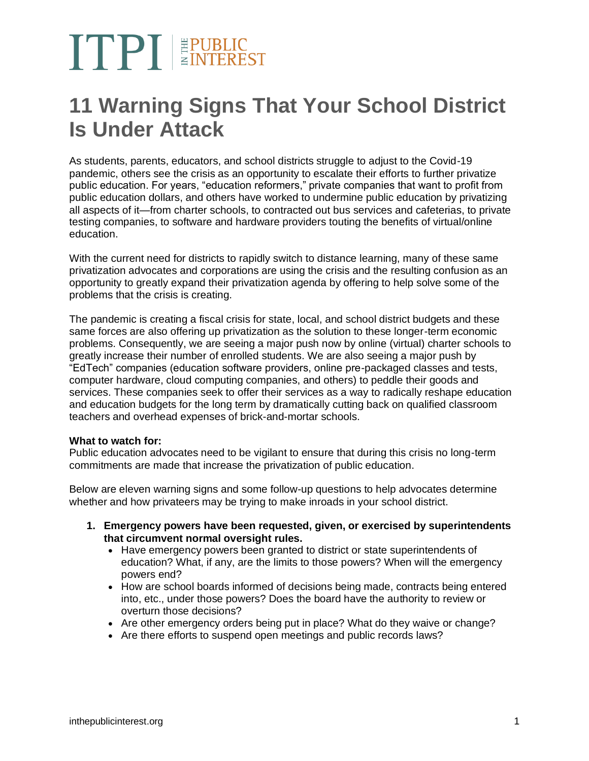ITPI | IN THE PUBLIC INTEREST

# 11 Warning Signs That Your School District Is Under Attack

As students, parents, educators, and school districts struggle to adjust to the Covid-19 pandemic, others see the crisis as an opportunity to escalate their efforts to further privatize public education. For years, "education reformers," private companies that want to profit from public education dollars, and others have worked to undermine public education by privatizing all aspects of it—from charter schools, to contracted out bus services and cafeterias, to private testing companies, to software and hardware providers touting the benefits of virtual/online education.

With the current need for districts to rapidly switch to distance learning, many of these same privatization advocates and corporations are using the crisis and the resulting confusion as an opportunity to greatly expand their privatization agenda by offering to help solve some of the problems that the crisis is creating.

The pandemic is creating a fiscal crisis for state, local, and school district budgets and these same forces are also offering up privatization as the solution to these longer-term economic problems. Consequently, we are seeing a major push now by online (virtual) charter schools to greatly increase their number of enrolled students. We are also seeing a major push by "EdTech" companies (education software providers, online pre-packaged classes and tests, computer hardware, cloud computing companies, and others) to peddle their goods and services. These companies seek to offer their services as a way to radically reshape education and education budgets for the long term by dramatically cutting back on qualified classroom teachers and overhead expenses of brick-and-mortar schools.

**What to watch for:**
Public education advocates need to be vigilant to ensure that during this crisis no long-term commitments are made that increase the privatization of public education.

Below are eleven warning signs and some follow-up questions to help advocates determine whether and how privateers may be trying to make inroads in your school district.

1. **Emergency powers have been requested, given, or exercised by superintendents that circumvent normal oversight rules.**
   - Have emergency powers been granted to district or state superintendents of education? What, if any, are the limits to those powers? When will the emergency powers end?
   - How are school boards informed of decisions being made, contracts being entered into, etc., under those powers? Does the board have the authority to review or overturn those decisions?
   - Are other emergency orders being put in place? What do they waive or change?
   - Are there efforts to suspend open meetings and public records laws?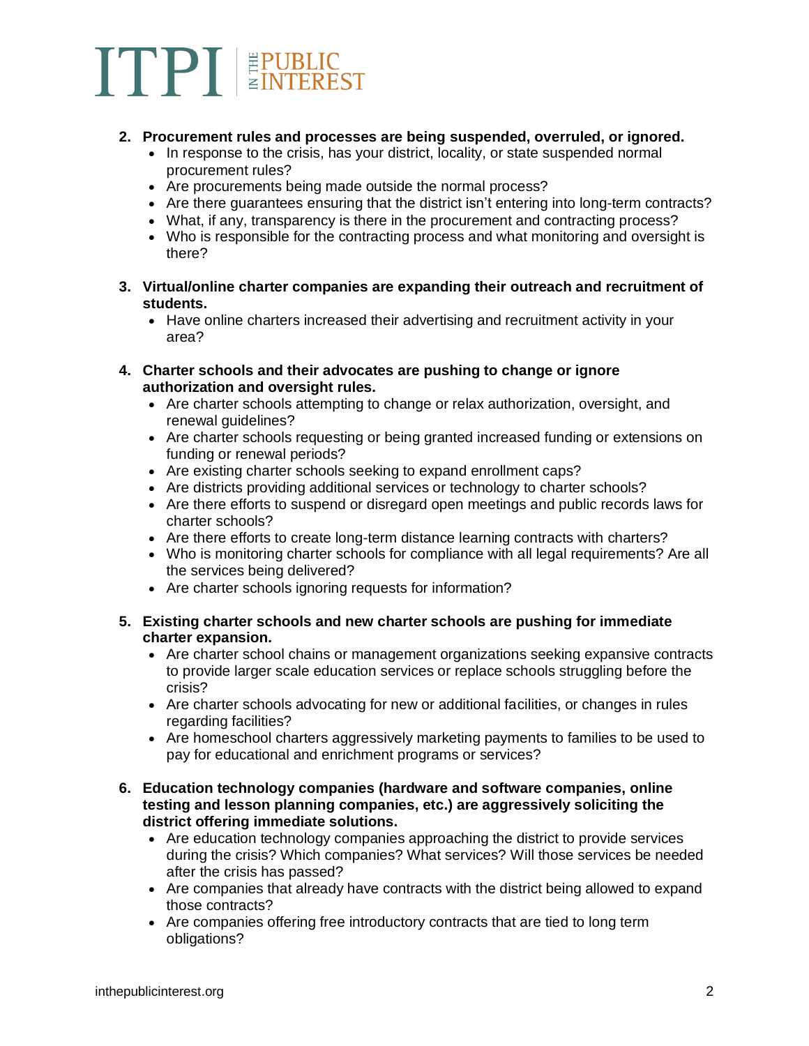2. **Procurement rules and processes are being suspended, overruled, or ignored.**
   - In response to the crisis, has your district, locality, or state suspended normal procurement rules?
   - Are procurements being made outside the normal process?
   - Are there guarantees ensuring that the district isn't entering into long-term contracts?
   - What, if any, transparency is there in the procurement and contracting process?
   - Who is responsible for the contracting process and what monitoring and oversight is there?

3. **Virtual/online charter companies are expanding their outreach and recruitment of students.**
   - Have online charters increased their advertising and recruitment activity in your area?

4. **Charter schools and their advocates are pushing to change or ignore authorization and oversight rules.**
   - Are charter schools attempting to change or relax authorization, oversight, and renewal guidelines?
   - Are charter schools requesting or being granted increased funding or extensions on funding or renewal periods?
   - Are existing charter schools seeking to expand enrollment caps?
   - Are districts providing additional services or technology to charter schools?
   - Are there efforts to suspend or disregard open meetings and public records laws for charter schools?
   - Are there efforts to create long-term distance learning contracts with charters?
   - Who is monitoring charter schools for compliance with all legal requirements? Are all the services being delivered?
   - Are charter schools ignoring requests for information?

5. **Existing charter schools and new charter schools are pushing for immediate charter expansion.**
   - Are charter school chains or management organizations seeking expansive contracts to provide larger scale education services or replace schools struggling before the crisis?
   - Are charter schools advocating for new or additional facilities, or changes in rules regarding facilities?
   - Are homeschool charters aggressively marketing payments to families to be used to pay for educational and enrichment programs or services?

6. **Education technology companies (hardware and software companies, online testing and lesson planning companies, etc.) are aggressively soliciting the district offering immediate solutions.**
   - Are education technology companies approaching the district to provide services during the crisis? Which companies? What services? Will those services be needed after the crisis has passed?
   - Are companies that already have contracts with the district being allowed to expand those contracts?
   - Are companies offering free introductory contracts that are tied to long term obligations?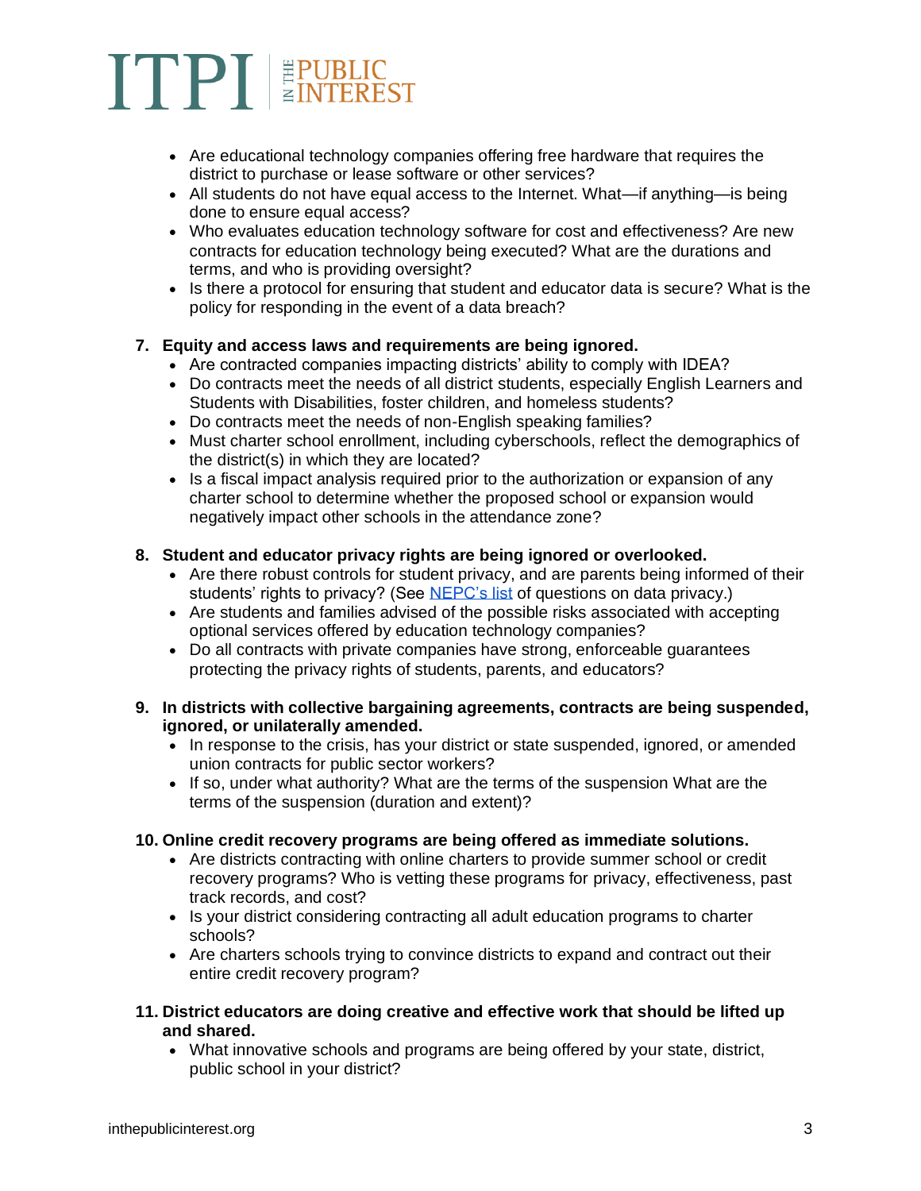- Are educational technology companies offering free hardware that requires the district to purchase or lease software or other services?
- All students do not have equal access to the Internet. What—if anything—is being done to ensure equal access?
- Who evaluates education technology software for cost and effectiveness? Are new contracts for education technology being executed? What are the durations and terms, and who is providing oversight?
- Is there a protocol for ensuring that student and educator data is secure? What is the policy for responding in the event of a data breach?

7. **Equity and access laws and requirements are being ignored.**
   - Are contracted companies impacting districts' ability to comply with IDEA?
   - Do contracts meet the needs of all district students, especially English Learners and Students with Disabilities, foster children, and homeless students?
   - Do contracts meet the needs of non-English speaking families?
   - Must charter school enrollment, including cyberschools, reflect the demographics of the district(s) in which they are located?
   - Is a fiscal impact analysis required prior to the authorization or expansion of any charter school to determine whether the proposed school or expansion would negatively impact other schools in the attendance zone?

8. **Student and educator privacy rights are being ignored or overlooked.**
   - Are there robust controls for student privacy, and are parents being informed of their students' rights to privacy? (See NEPC's list of questions on data privacy.)
   - Are students and families advised of the possible risks associated with accepting optional services offered by education technology companies?
   - Do all contracts with private companies have strong, enforceable guarantees protecting the privacy rights of students, parents, and educators?

9. **In districts with collective bargaining agreements, contracts are being suspended, ignored, or unilaterally amended.**
   - In response to the crisis, has your district or state suspended, ignored, or amended union contracts for public sector workers?
   - If so, under what authority? What are the terms of the suspension What are the terms of the suspension (duration and extent)?

10. **Online credit recovery programs are being offered as immediate solutions.**
    - Are districts contracting with online charters to provide summer school or credit recovery programs? Who is vetting these programs for privacy, effectiveness, past track records, and cost?
    - Is your district considering contracting all adult education programs to charter schools?
    - Are charters schools trying to convince districts to expand and contract out their entire credit recovery program?

11. **District educators are doing creative and effective work that should be lifted up and shared.**
    - What innovative schools and programs are being offered by your state, district, public school in your district?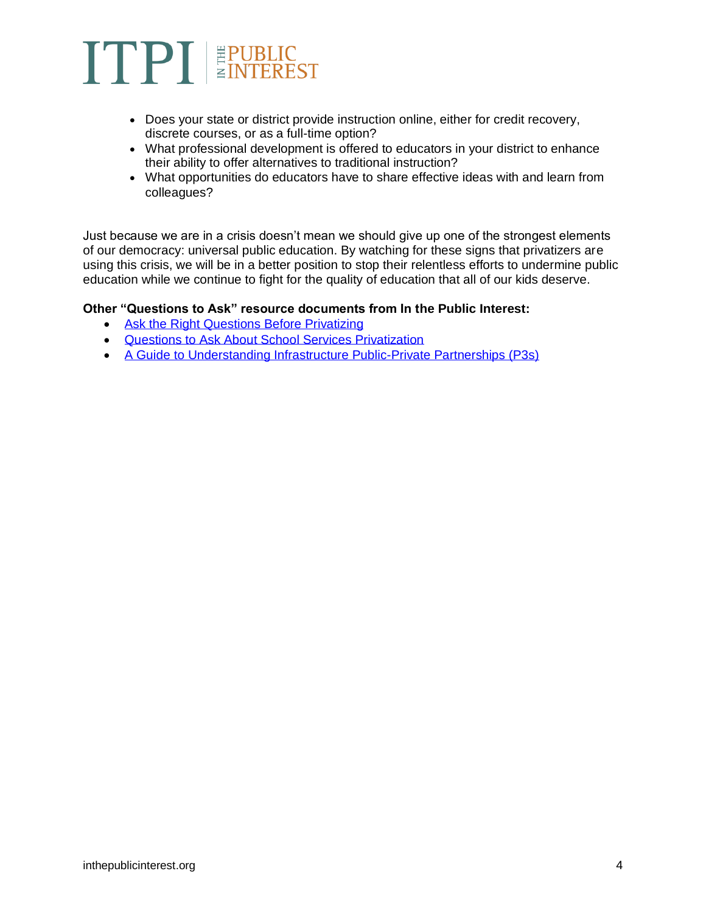- Does your state or district provide instruction online, either for credit recovery, discrete courses, or as a full-time option?
- What professional development is offered to educators in your district to enhance their ability to offer alternatives to traditional instruction?
- What opportunities do educators have to share effective ideas with and learn from colleagues?

Just because we are in a crisis doesn't mean we should give up one of the strongest elements of our democracy: universal public education. By watching for these signs that privatizers are using this crisis, we will be in a better position to stop their relentless efforts to undermine public education while we continue to fight for the quality of education that all of our kids deserve.

**Other "Questions to Ask" resource documents from In the Public Interest:**

- Ask the Right Questions Before Privatizing
- Questions to Ask About School Services Privatization
- A Guide to Understanding Infrastructure Public-Private Partnerships (P3s)